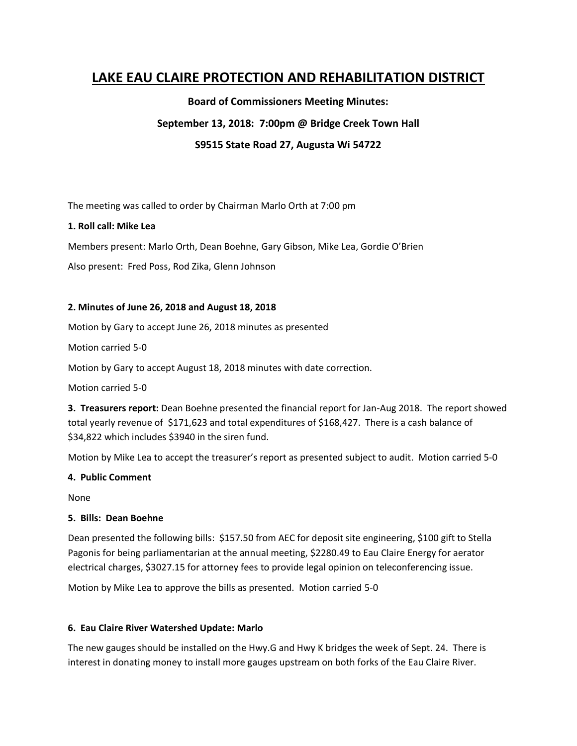# LAKE EAU CLAIRE PROTECTION AND REHABILITATION DISTRICT

**Board of Commissioners Meeting Minutes:**

**September 13, 2018: 7:00pm @ Bridge Creek Town Hall**

**S9515 State Road 27, Augusta Wi 54722**

The meeting was called to order by Chairman Marlo Orth at 7:00 pm

**1. Roll call: Mike Lea**

Members present: Marlo Orth, Dean Boehne, Gary Gibson, Mike Lea, Gordie O'Brien

Also present: Fred Poss, Rod Zika, Glenn Johnson

**2. Minutes of June 26, 2018 and August 18, 2018**

Motion by Gary to accept June 26, 2018 minutes as presented

Motion carried 5-0

Motion by Gary to accept August 18, 2018 minutes with date correction.

Motion carried 5-0

**3. Treasurers report:** Dean Boehne presented the financial report for Jan-Aug 2018. The report showed total yearly revenue of $171,623 and total expenditures of $168,427. There is a cash balance of $34,822 which includes $3940 in the siren fund.

Motion by Mike Lea to accept the treasurer's report as presented subject to audit. Motion carried 5-0

**4. Public Comment**

None

**5. Bills: Dean Boehne**

Dean presented the following bills: $157.50 from AEC for deposit site engineering, $100 gift to Stella Pagonis for being parliamentarian at the annual meeting, $2280.49 to Eau Claire Energy for aerator electrical charges, $3027.15 for attorney fees to provide legal opinion on teleconferencing issue.

Motion by Mike Lea to approve the bills as presented. Motion carried 5-0

**6. Eau Claire River Watershed Update: Marlo**

The new gauges should be installed on the Hwy.G and Hwy K bridges the week of Sept. 24. There is interest in donating money to install more gauges upstream on both forks of the Eau Claire River.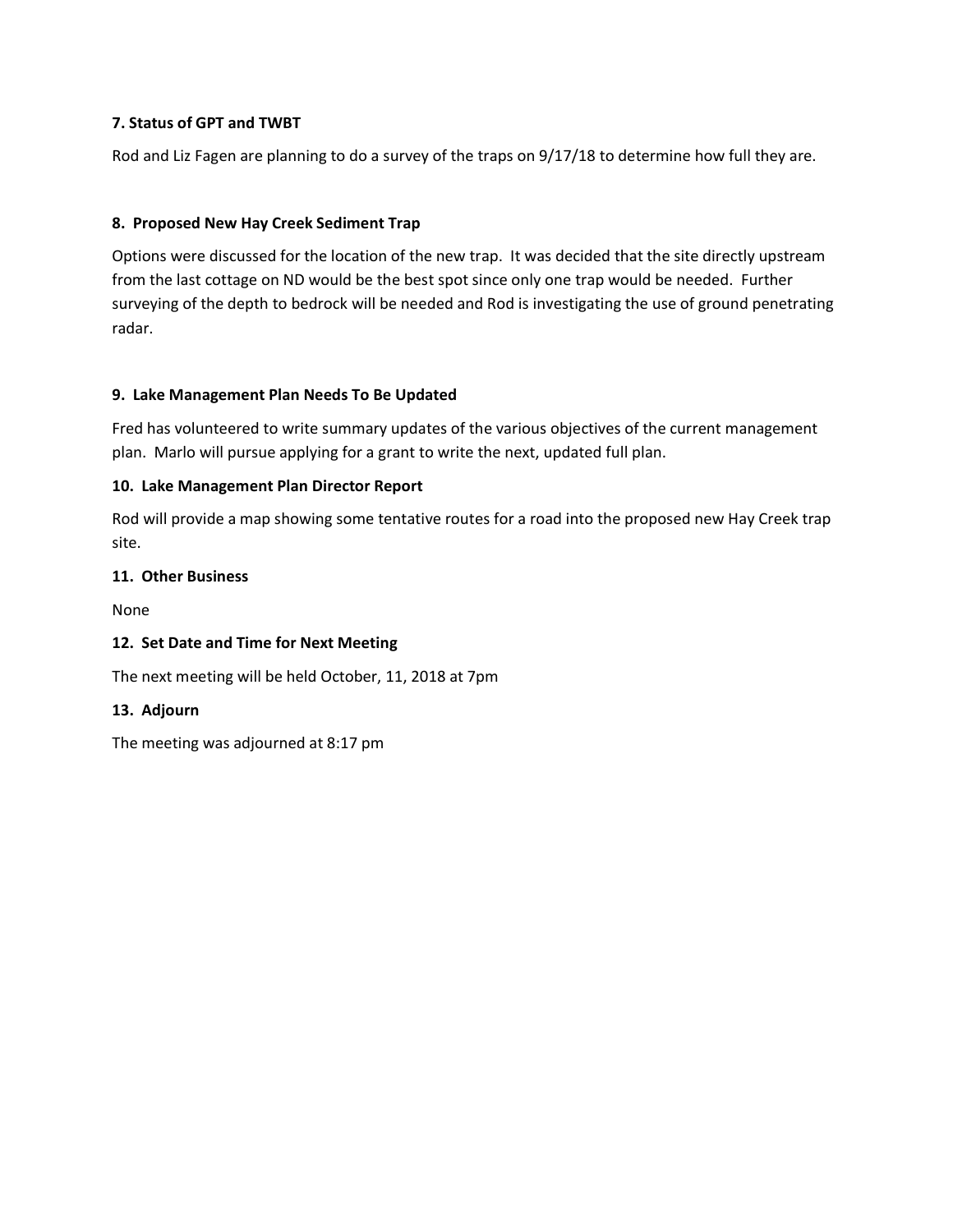**7. Status of GPT and TWBT**

Rod and Liz Fagen are planning to do a survey of the traps on 9/17/18 to determine how full they are.

**8. Proposed New Hay Creek Sediment Trap**

Options were discussed for the location of the new trap. It was decided that the site directly upstream from the last cottage on ND would be the best spot since only one trap would be needed. Further surveying of the depth to bedrock will be needed and Rod is investigating the use of ground penetrating radar.

**9. Lake Management Plan Needs To Be Updated**

Fred has volunteered to write summary updates of the various objectives of the current management plan. Marlo will pursue applying for a grant to write the next, updated full plan.

**10. Lake Management Plan Director Report**

Rod will provide a map showing some tentative routes for a road into the proposed new Hay Creek trap site.

**11. Other Business**

None

**12. Set Date and Time for Next Meeting**

The next meeting will be held October, 11, 2018 at 7pm

**13. Adjourn**

The meeting was adjourned at 8:17 pm